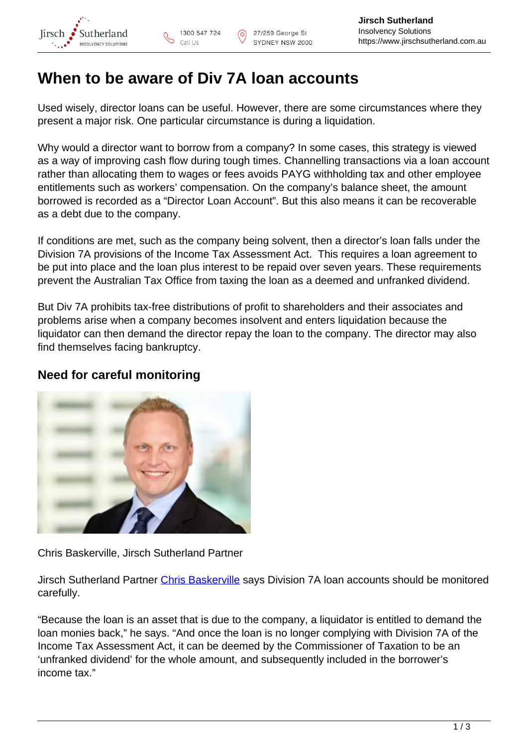# When to be aware of Div 7A loan accounts

Used wisely, director loans can be useful. However, there are some circumstances where they present a major risk. One particular circumstance is during a liquidation.

Why would a director want to borrow from a company? In some cases, this strategy is viewed as a way of improving cash flow during tough times. Channelling transactions via a loan account rather than allocating them to wages or fees avoids PAYG withholding tax and other employee entitlements such as workers' compensation. On the company's balance sheet, the amount borrowed is recorded as a "Director Loan Account". But this also means it can be recoverable as a debt due to the company.

If conditions are met, such as the company being solvent, then a director's loan falls under the Division 7A provisions of the Income Tax Assessment Act.  This requires a loan agreement to be put into place and the loan plus interest to be repaid over seven years. These requirements prevent the Australian Tax Office from taxing the loan as a deemed and unfranked dividend.

But Div 7A prohibits tax-free distributions of profit to shareholders and their associates and problems arise when a company becomes insolvent and enters liquidation because the liquidator can then demand the director repay the loan to the company. The director may also find themselves facing bankruptcy.

## Need for careful monitoring

Chris Baskerville, Jirsch Sutherland Partner

Jirsch Sutherland Partner Chris Baskerville says Division 7A loan accounts should be monitored carefully.

"Because the loan is an asset that is due to the company, a liquidator is entitled to demand the loan monies back," he says. "And once the loan is no longer complying with Division 7A of the Income Tax Assessment Act, it can be deemed by the Commissioner of Taxation to be an 'unfranked dividend' for the whole amount, and subsequently included in the borrower's income tax."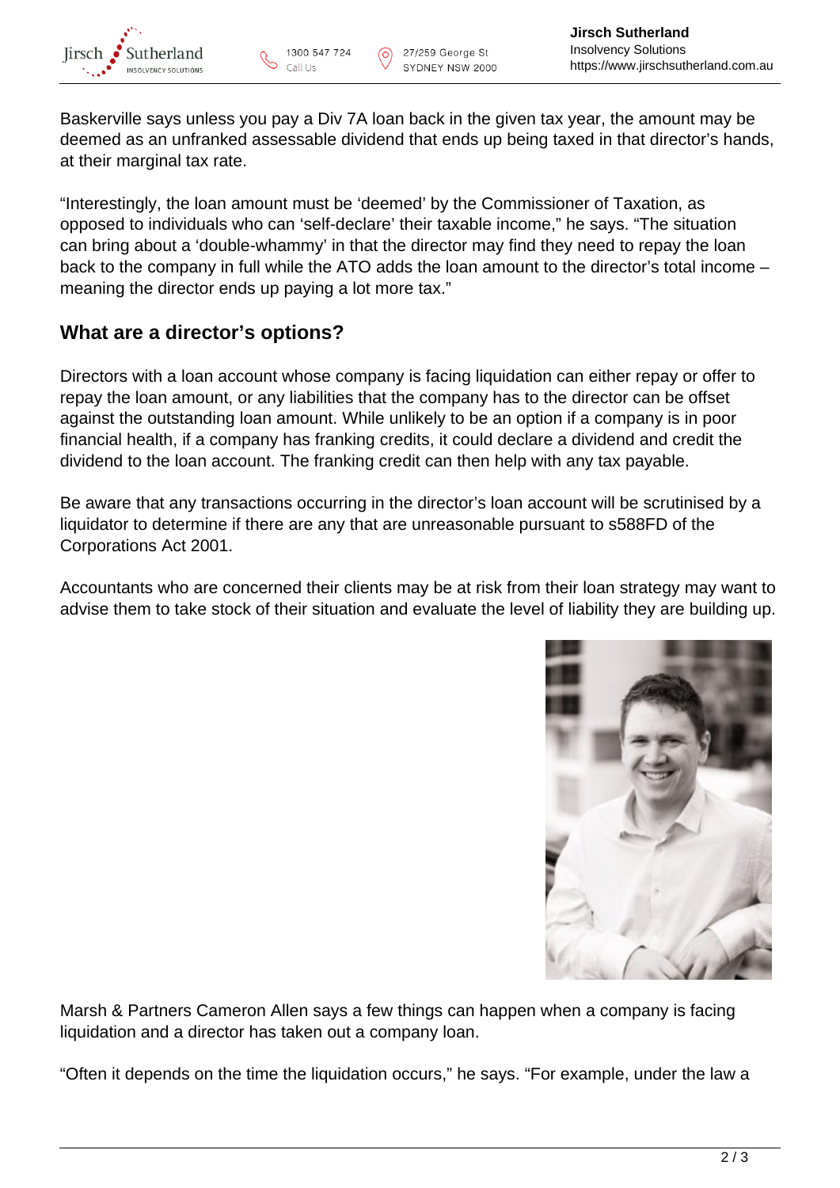Baskerville says unless you pay a Div 7A loan back in the given tax year, the amount may be deemed as an unfranked assessable dividend that ends up being taxed in that director's hands, at their marginal tax rate.

"Interestingly, the loan amount must be 'deemed' by the Commissioner of Taxation, as opposed to individuals who can 'self-declare' their taxable income," he says. "The situation can bring about a 'double-whammy' in that the director may find they need to repay the loan back to the company in full while the ATO adds the loan amount to the director's total income – meaning the director ends up paying a lot more tax."

## What are a director's options?

Directors with a loan account whose company is facing liquidation can either repay or offer to repay the loan amount, or any liabilities that the company has to the director can be offset against the outstanding loan amount. While unlikely to be an option if a company is in poor financial health, if a company has franking credits, it could declare a dividend and credit the dividend to the loan account. The franking credit can then help with any tax payable.

Be aware that any transactions occurring in the director's loan account will be scrutinised by a liquidator to determine if there are any that are unreasonable pursuant to s588FD of the Corporations Act 2001.

Accountants who are concerned their clients may be at risk from their loan strategy may want to advise them to take stock of their situation and evaluate the level of liability they are building up.

Marsh & Partners Cameron Allen says a few things can happen when a company is facing liquidation and a director has taken out a company loan.

"Often it depends on the time the liquidation occurs," he says. "For example, under the law a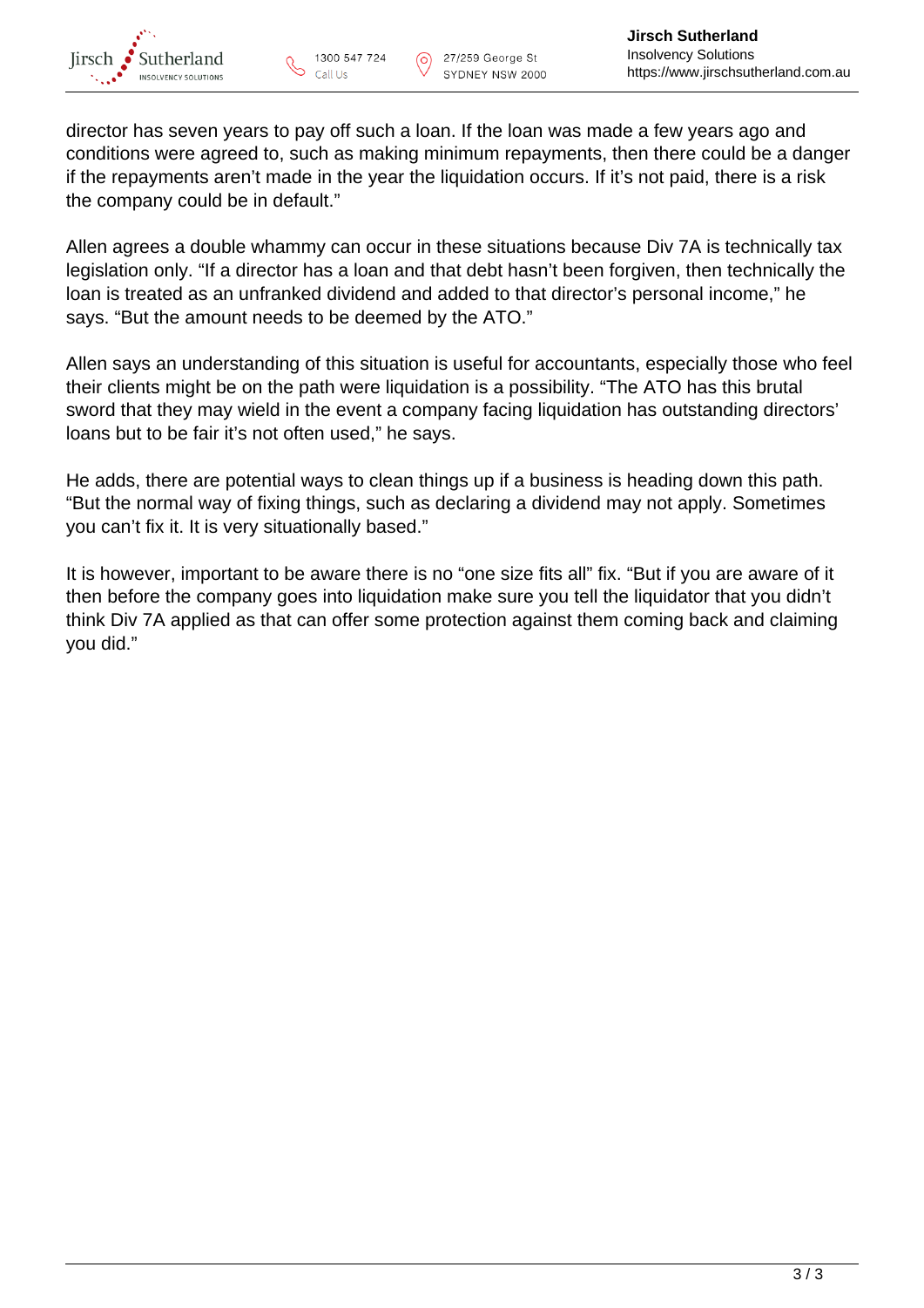director has seven years to pay off such a loan. If the loan was made a few years ago and conditions were agreed to, such as making minimum repayments, then there could be a danger if the repayments aren't made in the year the liquidation occurs. If it's not paid, there is a risk the company could be in default."

Allen agrees a double whammy can occur in these situations because Div 7A is technically tax legislation only. "If a director has a loan and that debt hasn't been forgiven, then technically the loan is treated as an unfranked dividend and added to that director's personal income," he says. "But the amount needs to be deemed by the ATO."

Allen says an understanding of this situation is useful for accountants, especially those who feel their clients might be on the path were liquidation is a possibility. "The ATO has this brutal sword that they may wield in the event a company facing liquidation has outstanding directors' loans but to be fair it's not often used," he says.

He adds, there are potential ways to clean things up if a business is heading down this path. "But the normal way of fixing things, such as declaring a dividend may not apply. Sometimes you can't fix it. It is very situationally based."

It is however, important to be aware there is no "one size fits all" fix. "But if you are aware of it then before the company goes into liquidation make sure you tell the liquidator that you didn't think Div 7A applied as that can offer some protection against them coming back and claiming you did."